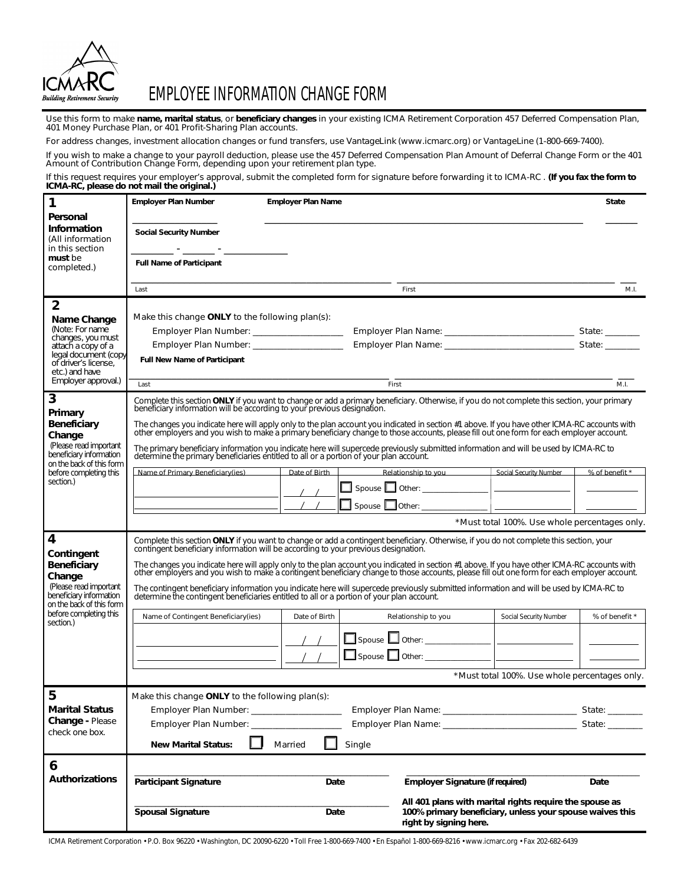ICMA-RC
*Building Retirement Security*

# EMPLOYEE INFORMATION CHANGE FORM

Use this form to make **name, marital status**, or **beneficiary changes** in your existing ICMA Retirement Corporation 457 Deferred Compensation Plan, 401 Money Purchase Plan, or 401 Profit-Sharing Plan accounts.

For address changes, investment allocation changes or fund transfers, use VantageLink (www.icmarc.org) or VantageLine (1-800-669-7400).

If you wish to make a change to your payroll deduction, please use the 457 Deferred Compensation Plan Amount of Deferral Change Form or the 401 Amount of Contribution Change Form, depending upon your retirement plan type.

If this request requires your employer's approval, submit the completed form for signature before forwarding it to ICMA-RC . **(If you fax the form to ICMA-RC, please do not mail the original.)**

## 1 Personal Information

(All information in this section **must** be completed.)

**Employer Plan Number** ____________ **Employer Plan Name** ______________________________ **State** ______

**Social Security Number** ______ - ______ - ________

**Full Name of Participant**

______________________________ ______________________________ ____
Last First M.I.

## 2 Name Change

(Note: For name changes, you must attach a copy of a legal document (copy of driver's license, etc.) and have Employer approval.)

Make this change **ONLY** to the following plan(s):

Employer Plan Number: ____________ Employer Plan Name: ______________________ State: ______

Employer Plan Number: ____________ Employer Plan Name: ______________________ State: ______

**Full New Name of Participant**

______________________________ ______________________________ ____
Last First M.I.

## 3 Primary Beneficiary Change

(Please read important beneficiary information on the back of this form before completing this section.)

Complete this section **ONLY** if you want to change or add a primary beneficiary. Otherwise, if you do not complete this section, your primary beneficiary information will be according to your previous designation.

The changes you indicate here will apply only to the plan account you indicated in section #1 above. If you have other ICMA-RC accounts with other employers and you wish to make a primary beneficiary change to those accounts, please fill out one form for each employer account.

The primary beneficiary information you indicate here will supercede previously submitted information and will be used by ICMA-RC to determine the primary beneficiaries entitled to all or a portion of your plan account.

| Name of Primary Beneficiary(ies) | Date of Birth | Relationship to you | Social Security Number | % of benefit * |
|---|---|---|---|---|
| | / / | ☐ Spouse ☐ Other: ________ | | |
| | / / | ☐ Spouse ☐ Other: ________ | | |

*Must total 100%. Use whole percentages only.

## 4 Contingent Beneficiary Change

(Please read important beneficiary information on the back of this form before completing this section.)

Complete this section **ONLY** if you want to change or add a contingent beneficiary. Otherwise, if you do not complete this section, your contingent beneficiary information will be according to your previous designation.

The changes you indicate here will apply only to the plan account you indicated in section #1 above. If you have other ICMA-RC accounts with other employers and you wish to make a contingent beneficiary change to those accounts, please fill out one form for each employer account.

The contingent beneficiary information you indicate here will supercede previously submitted information and will be used by ICMA-RC to determine the contingent beneficiaries entitled to all or a portion of your plan account.

| Name of Contingent Beneficiary(ies) | Date of Birth | Relationship to you | Social Security Number | % of benefit * |
|---|---|---|---|---|
| | / / | ☐ Spouse ☐ Other: ________ | | |
| | / / | ☐ Spouse ☐ Other: ________ | | |

*Must total 100%. Use whole percentages only.

## 5 Marital Status Change - Please check one box.

Make this change **ONLY** to the following plan(s):

Employer Plan Number: ____________ Employer Plan Name: ______________________ State: ______

Employer Plan Number: ____________ Employer Plan Name: ______________________ State: ______

**New Marital Status:** ☐ Married ☐ Single

## 6 Authorizations

______________________________ ________ ______________________________ ________
**Participant Signature** **Date** **Employer Signature (if required)** **Date**

______________________________ ________
**Spousal Signature** **Date**

**All 401 plans with marital rights require the spouse as 100% primary beneficiary, unless your spouse waives this right by signing here.**

ICMA Retirement Corporation • P.O. Box 96220 • Washington, DC 20090-6220 • Toll Free 1-800-669-7400 • En Español 1-800-669-8216 • www.icmarc.org • Fax 202-682-6439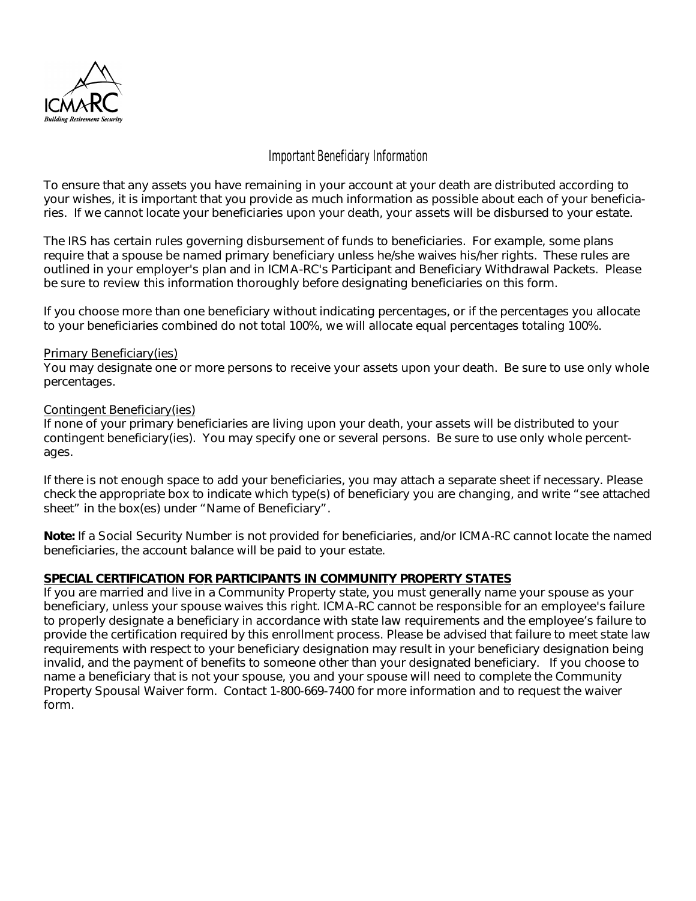ICMA-RC
Building Retirement Security

# Important Beneficiary Information

To ensure that any assets you have remaining in your account at your death are distributed according to your wishes, it is important that you provide as much information as possible about each of your beneficiaries. If we cannot locate your beneficiaries upon your death, your assets will be disbursed to your estate.

The IRS has certain rules governing disbursement of funds to beneficiaries. For example, some plans require that a spouse be named primary beneficiary unless he/she waives his/her rights. These rules are outlined in your employer's plan and in ICMA-RC's Participant and Beneficiary Withdrawal Packets. Please be sure to review this information thoroughly before designating beneficiaries on this form.

If you choose more than one beneficiary without indicating percentages, or if the percentages you allocate to your beneficiaries combined do not total 100%, we will allocate equal percentages totaling 100%.

Primary Beneficiary(ies)
You may designate one or more persons to receive your assets upon your death. Be sure to use only whole percentages.

Contingent Beneficiary(ies)
If none of your primary beneficiaries are living upon your death, your assets will be distributed to your contingent beneficiary(ies). You may specify one or several persons. Be sure to use only whole percentages.

If there is not enough space to add your beneficiaries, you may attach a separate sheet if necessary. Please check the appropriate box to indicate which type(s) of beneficiary you are changing, and write "see attached sheet" in the box(es) under "Name of Beneficiary".

**Note:** If a Social Security Number is not provided for beneficiaries, and/or ICMA-RC cannot locate the named beneficiaries, the account balance will be paid to your estate.

**SPECIAL CERTIFICATION FOR PARTICIPANTS IN COMMUNITY PROPERTY STATES**
If you are married and live in a Community Property state, you must generally name your spouse as your beneficiary, unless your spouse waives this right. ICMA-RC cannot be responsible for an employee's failure to properly designate a beneficiary in accordance with state law requirements and the employee's failure to provide the certification required by this enrollment process. Please be advised that failure to meet state law requirements with respect to your beneficiary designation may result in your beneficiary designation being invalid, and the payment of benefits to someone other than your designated beneficiary. If you choose to name a beneficiary that is not your spouse, you and your spouse will need to complete the Community Property Spousal Waiver form. Contact 1-800-669-7400 for more information and to request the waiver form.